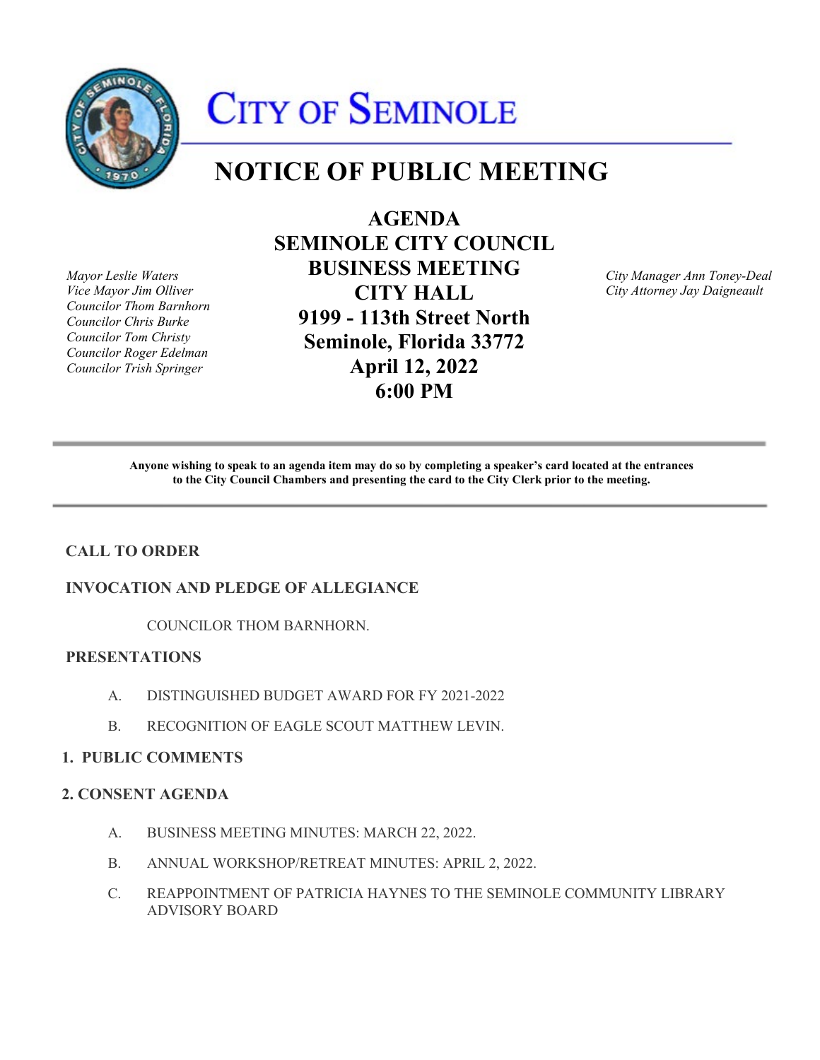# CITY OF SEMINOLE

## NOTICE OF PUBLIC MEETING

*Mayor Leslie Waters*
*Vice Mayor Jim Olliver*
*Councilor Thom Barnhorn*
*Councilor Chris Burke*
*Councilor Tom Christy*
*Councilor Roger Edelman*
*Councilor Trish Springer*

**AGENDA**
**SEMINOLE CITY COUNCIL**
**BUSINESS MEETING**
**CITY HALL**
**9199 - 113th Street North**
**Seminole, Florida 33772**
**April 12, 2022**
**6:00 PM**

*City Manager Ann Toney-Deal*
*City Attorney Jay Daigneault*

---

**Anyone wishing to speak to an agenda item may do so by completing a speaker's card located at the entrances to the City Council Chambers and presenting the card to the City Clerk prior to the meeting.**

---

**CALL TO ORDER**

**INVOCATION AND PLEDGE OF ALLEGIANCE**

COUNCILOR THOM BARNHORN.

**PRESENTATIONS**

A. DISTINGUISHED BUDGET AWARD FOR FY 2021-2022

B. RECOGNITION OF EAGLE SCOUT MATTHEW LEVIN.

**1. PUBLIC COMMENTS**

**2. CONSENT AGENDA**

A. BUSINESS MEETING MINUTES: MARCH 22, 2022.

B. ANNUAL WORKSHOP/RETREAT MINUTES: APRIL 2, 2022.

C. REAPPOINTMENT OF PATRICIA HAYNES TO THE SEMINOLE COMMUNITY LIBRARY ADVISORY BOARD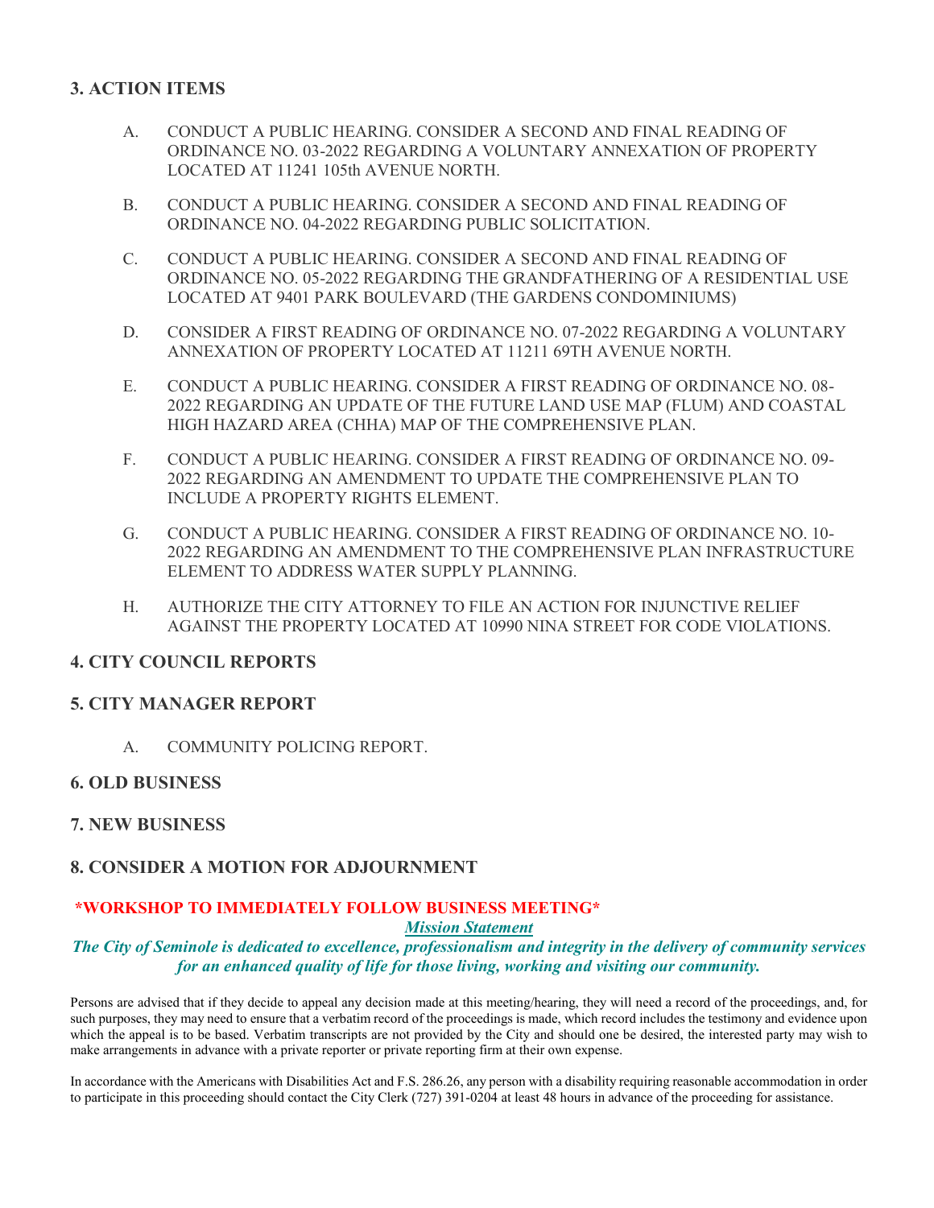## 3. ACTION ITEMS

A. CONDUCT A PUBLIC HEARING. CONSIDER A SECOND AND FINAL READING OF ORDINANCE NO. 03-2022 REGARDING A VOLUNTARY ANNEXATION OF PROPERTY LOCATED AT 11241 105th AVENUE NORTH.

B. CONDUCT A PUBLIC HEARING. CONSIDER A SECOND AND FINAL READING OF ORDINANCE NO. 04-2022 REGARDING PUBLIC SOLICITATION.

C. CONDUCT A PUBLIC HEARING. CONSIDER A SECOND AND FINAL READING OF ORDINANCE NO. 05-2022 REGARDING THE GRANDFATHERING OF A RESIDENTIAL USE LOCATED AT 9401 PARK BOULEVARD (THE GARDENS CONDOMINIUMS)

D. CONSIDER A FIRST READING OF ORDINANCE NO. 07-2022 REGARDING A VOLUNTARY ANNEXATION OF PROPERTY LOCATED AT 11211 69TH AVENUE NORTH.

E. CONDUCT A PUBLIC HEARING. CONSIDER A FIRST READING OF ORDINANCE NO. 08-2022 REGARDING AN UPDATE OF THE FUTURE LAND USE MAP (FLUM) AND COASTAL HIGH HAZARD AREA (CHHA) MAP OF THE COMPREHENSIVE PLAN.

F. CONDUCT A PUBLIC HEARING. CONSIDER A FIRST READING OF ORDINANCE NO. 09-2022 REGARDING AN AMENDMENT TO UPDATE THE COMPREHENSIVE PLAN TO INCLUDE A PROPERTY RIGHTS ELEMENT.

G. CONDUCT A PUBLIC HEARING. CONSIDER A FIRST READING OF ORDINANCE NO. 10-2022 REGARDING AN AMENDMENT TO THE COMPREHENSIVE PLAN INFRASTRUCTURE ELEMENT TO ADDRESS WATER SUPPLY PLANNING.

H. AUTHORIZE THE CITY ATTORNEY TO FILE AN ACTION FOR INJUNCTIVE RELIEF AGAINST THE PROPERTY LOCATED AT 10990 NINA STREET FOR CODE VIOLATIONS.

## 4. CITY COUNCIL REPORTS

## 5. CITY MANAGER REPORT

A. COMMUNITY POLICING REPORT.

## 6. OLD BUSINESS

## 7. NEW BUSINESS

## 8. CONSIDER A MOTION FOR ADJOURNMENT

**\*WORKSHOP TO IMMEDIATELY FOLLOW BUSINESS MEETING\***

***Mission Statement***

***The City of Seminole is dedicated to excellence, professionalism and integrity in the delivery of community services for an enhanced quality of life for those living, working and visiting our community.***

Persons are advised that if they decide to appeal any decision made at this meeting/hearing, they will need a record of the proceedings, and, for such purposes, they may need to ensure that a verbatim record of the proceedings is made, which record includes the testimony and evidence upon which the appeal is to be based. Verbatim transcripts are not provided by the City and should one be desired, the interested party may wish to make arrangements in advance with a private reporter or private reporting firm at their own expense.

In accordance with the Americans with Disabilities Act and F.S. 286.26, any person with a disability requiring reasonable accommodation in order to participate in this proceeding should contact the City Clerk (727) 391-0204 at least 48 hours in advance of the proceeding for assistance.